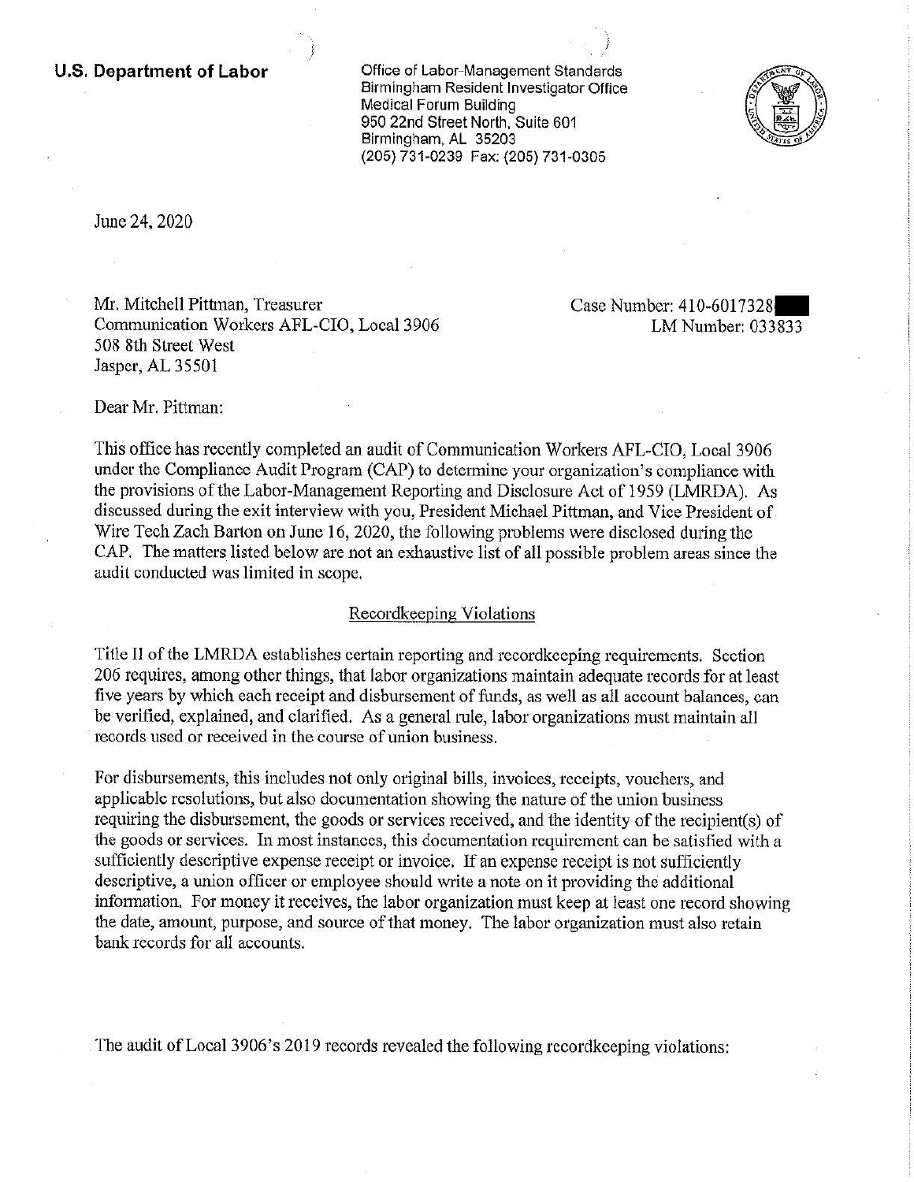**U.S. Department of Labor**

Office of Labor-Management Standards
Birmingham Resident Investigator Office
Medical Forum Building
950 22nd Street North, Suite 601
Birmingham, AL 35203
(205) 731-0239 Fax: (205) 731-0305

June 24, 2020

Mr. Mitchell Pittman, Treasurer
Communication Workers AFL-CIO, Local 3906
508 8th Street West
Jasper, AL 35501

Case Number: 410-6017328
LM Number: 033833

Dear Mr. Pittman:

This office has recently completed an audit of Communication Workers AFL-CIO, Local 3906 under the Compliance Audit Program (CAP) to determine your organization's compliance with the provisions of the Labor-Management Reporting and Disclosure Act of 1959 (LMRDA). As discussed during the exit interview with you, President Michael Pittman, and Vice President of Wire Tech Zach Barton on June 16, 2020, the following problems were disclosed during the CAP. The matters listed below are not an exhaustive list of all possible problem areas since the audit conducted was limited in scope.

## Recordkeeping Violations

Title II of the LMRDA establishes certain reporting and recordkeeping requirements. Section 206 requires, among other things, that labor organizations maintain adequate records for at least five years by which each receipt and disbursement of funds, as well as all account balances, can be verified, explained, and clarified. As a general rule, labor organizations must maintain all records used or received in the course of union business.

For disbursements, this includes not only original bills, invoices, receipts, vouchers, and applicable resolutions, but also documentation showing the nature of the union business requiring the disbursement, the goods or services received, and the identity of the recipient(s) of the goods or services. In most instances, this documentation requirement can be satisfied with a sufficiently descriptive expense receipt or invoice. If an expense receipt is not sufficiently descriptive, a union officer or employee should write a note on it providing the additional information. For money it receives, the labor organization must keep at least one record showing the date, amount, purpose, and source of that money. The labor organization must also retain bank records for all accounts.

The audit of Local 3906's 2019 records revealed the following recordkeeping violations: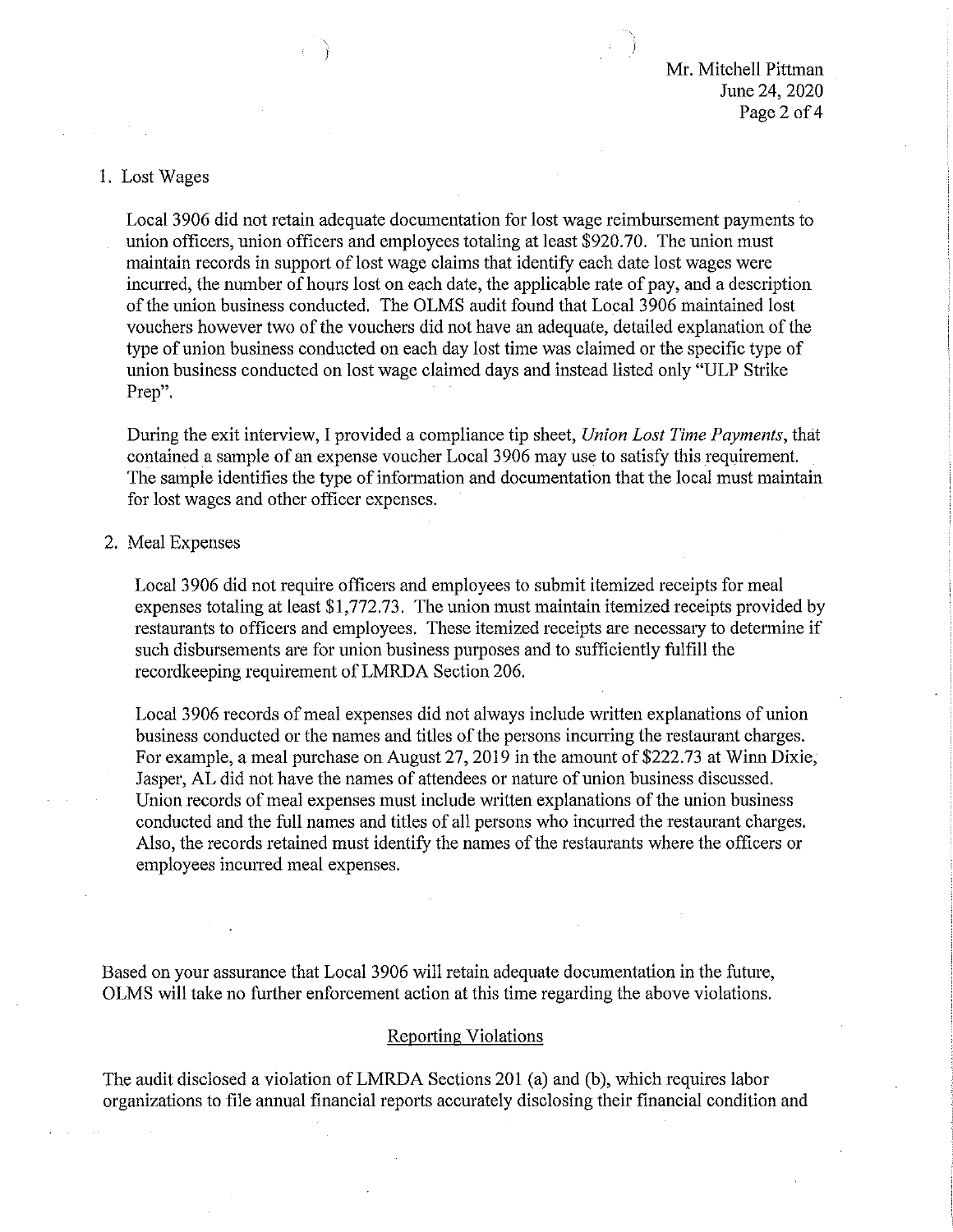1. Lost Wages

   Local 3906 did not retain adequate documentation for lost wage reimbursement payments to union officers, union officers and employees totaling at least $920.70. The union must maintain records in support of lost wage claims that identify each date lost wages were incurred, the number of hours lost on each date, the applicable rate of pay, and a description of the union business conducted. The OLMS audit found that Local 3906 maintained lost vouchers however two of the vouchers did not have an adequate, detailed explanation of the type of union business conducted on each day lost time was claimed or the specific type of union business conducted on lost wage claimed days and instead listed only "ULP Strike Prep".

   During the exit interview, I provided a compliance tip sheet, *Union Lost Time Payments*, that contained a sample of an expense voucher Local 3906 may use to satisfy this requirement. The sample identifies the type of information and documentation that the local must maintain for lost wages and other officer expenses.

2. Meal Expenses

   Local 3906 did not require officers and employees to submit itemized receipts for meal expenses totaling at least $1,772.73. The union must maintain itemized receipts provided by restaurants to officers and employees. These itemized receipts are necessary to determine if such disbursements are for union business purposes and to sufficiently fulfill the recordkeeping requirement of LMRDA Section 206.

   Local 3906 records of meal expenses did not always include written explanations of union business conducted or the names and titles of the persons incurring the restaurant charges. For example, a meal purchase on August 27, 2019 in the amount of $222.73 at Winn Dixie, Jasper, AL did not have the names of attendees or nature of union business discussed. Union records of meal expenses must include written explanations of the union business conducted and the full names and titles of all persons who incurred the restaurant charges. Also, the records retained must identify the names of the restaurants where the officers or employees incurred meal expenses.

Based on your assurance that Local 3906 will retain adequate documentation in the future, OLMS will take no further enforcement action at this time regarding the above violations.

## Reporting Violations

The audit disclosed a violation of LMRDA Sections 201 (a) and (b), which requires labor organizations to file annual financial reports accurately disclosing their financial condition and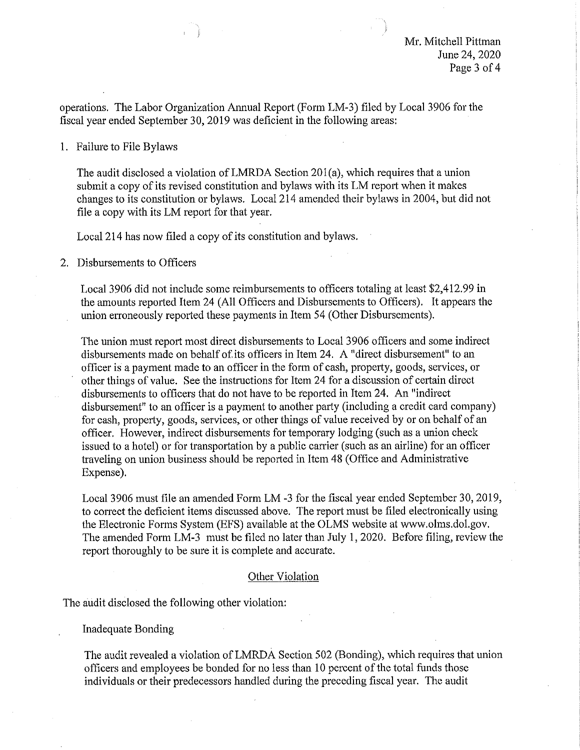operations. The Labor Organization Annual Report (Form LM-3) filed by Local 3906 for the fiscal year ended September 30, 2019 was deficient in the following areas:

1. Failure to File Bylaws

   The audit disclosed a violation of LMRDA Section 201(a), which requires that a union submit a copy of its revised constitution and bylaws with its LM report when it makes changes to its constitution or bylaws. Local 214 amended their bylaws in 2004, but did not file a copy with its LM report for that year.

   Local 214 has now filed a copy of its constitution and bylaws.

2. Disbursements to Officers

   Local 3906 did not include some reimbursements to officers totaling at least $2,412.99 in the amounts reported Item 24 (All Officers and Disbursements to Officers). It appears the union erroneously reported these payments in Item 54 (Other Disbursements).

   The union must report most direct disbursements to Local 3906 officers and some indirect disbursements made on behalf of its officers in Item 24. A "direct disbursement" to an officer is a payment made to an officer in the form of cash, property, goods, services, or other things of value. See the instructions for Item 24 for a discussion of certain direct disbursements to officers that do not have to be reported in Item 24. An "indirect disbursement" to an officer is a payment to another party (including a credit card company) for cash, property, goods, services, or other things of value received by or on behalf of an officer. However, indirect disbursements for temporary lodging (such as a union check issued to a hotel) or for transportation by a public carrier (such as an airline) for an officer traveling on union business should be reported in Item 48 (Office and Administrative Expense).

   Local 3906 must file an amended Form LM -3 for the fiscal year ended September 30, 2019, to correct the deficient items discussed above. The report must be filed electronically using the Electronic Forms System (EFS) available at the OLMS website at www.olms.dol.gov. The amended Form LM-3 must be filed no later than July 1, 2020. Before filing, review the report thoroughly to be sure it is complete and accurate.

## Other Violation

The audit disclosed the following other violation:

Inadequate Bonding

The audit revealed a violation of LMRDA Section 502 (Bonding), which requires that union officers and employees be bonded for no less than 10 percent of the total funds those individuals or their predecessors handled during the preceding fiscal year. The audit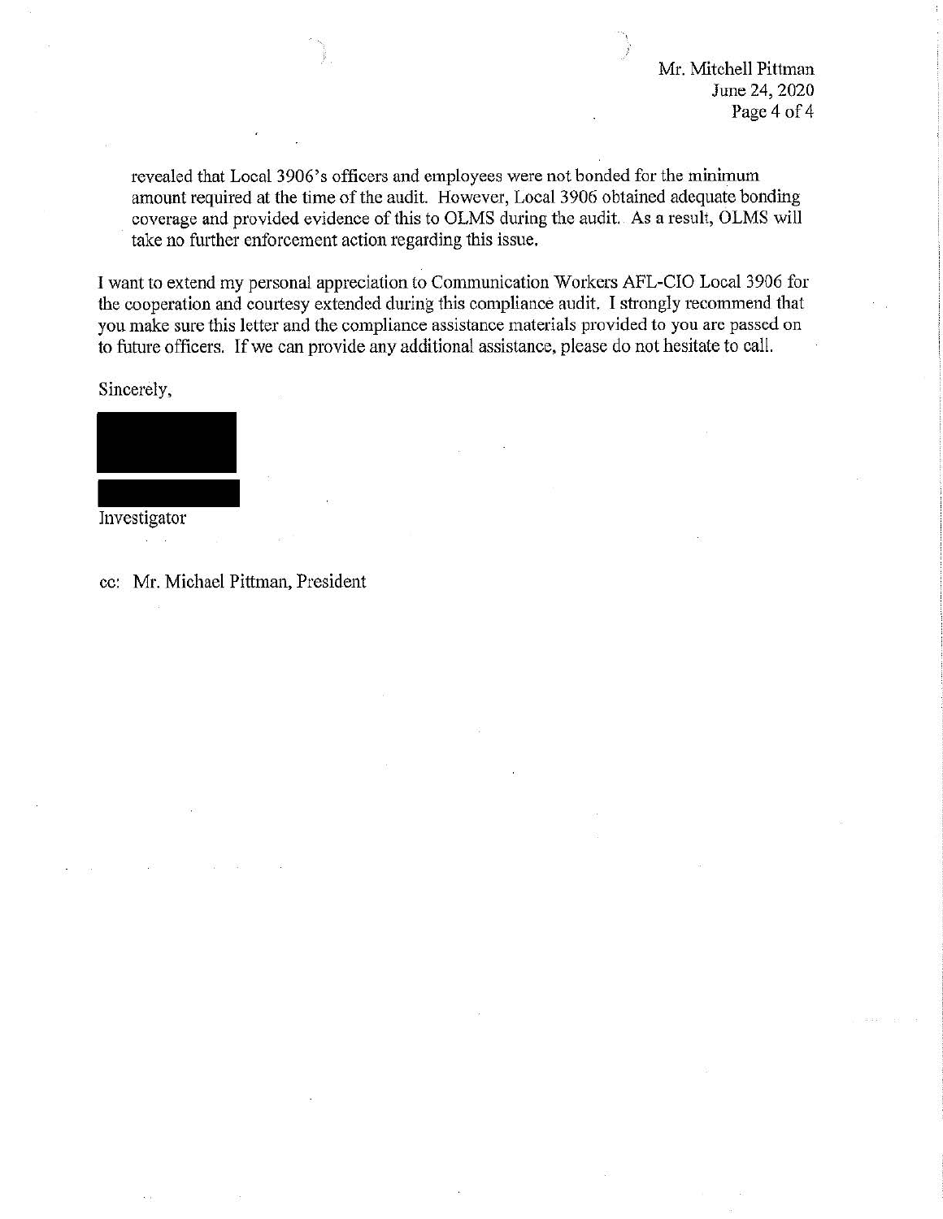revealed that Local 3906's officers and employees were not bonded for the minimum amount required at the time of the audit. However, Local 3906 obtained adequate bonding coverage and provided evidence of this to OLMS during the audit. As a result, OLMS will take no further enforcement action regarding this issue.

I want to extend my personal appreciation to Communication Workers AFL-CIO Local 3906 for the cooperation and courtesy extended during this compliance audit. I strongly recommend that you make sure this letter and the compliance assistance materials provided to you are passed on to future officers. If we can provide any additional assistance, please do not hesitate to call.

Sincerely,

Investigator

cc: Mr. Michael Pittman, President